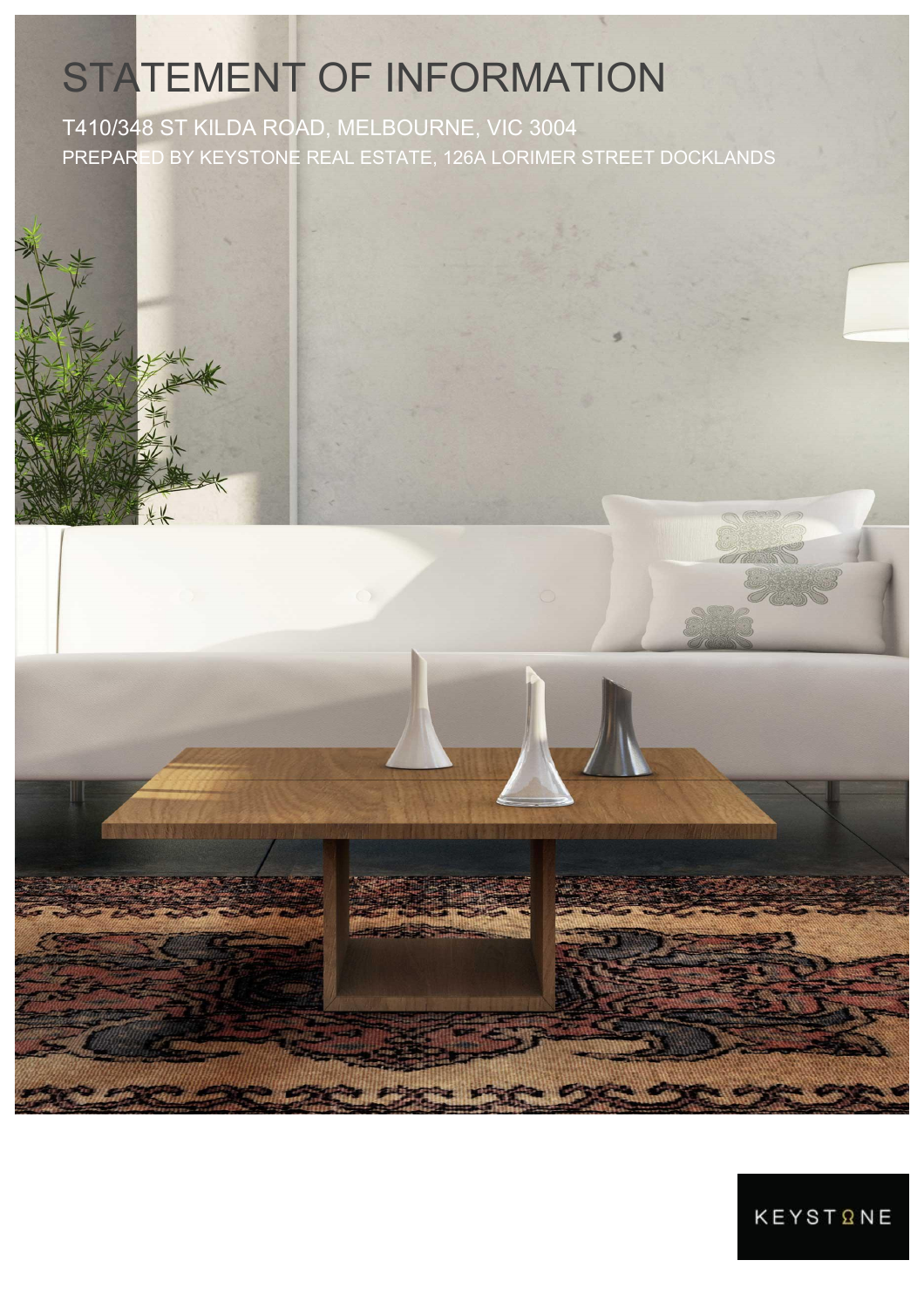# STATEMENT OF INFORMATION

T410/348 ST KILDA ROAD, MELBOURNE, VIC 3004

PREPARED BY KEYSTONE REAL ESTATE, 126A LORIMER STREET DOCKLANDS

KEYSTONE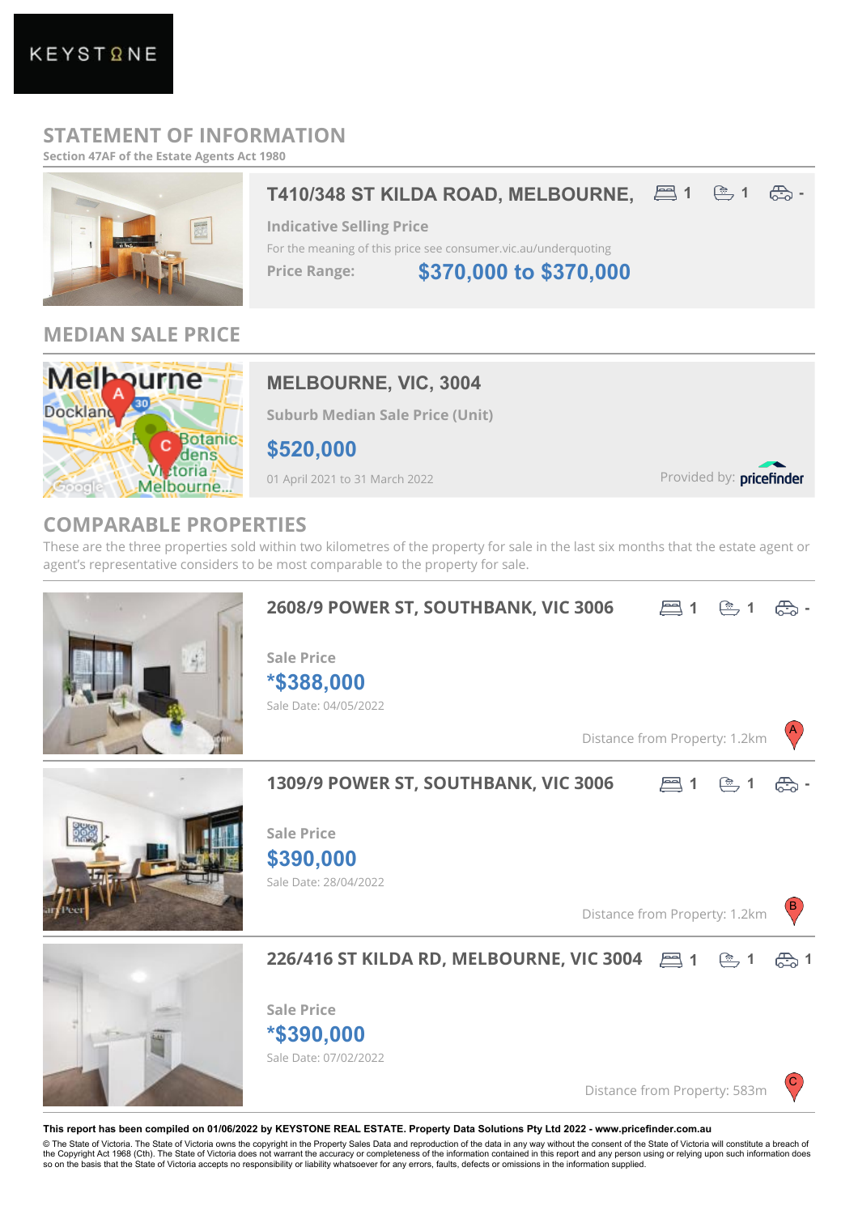KEYSTONE

# STATEMENT OF INFORMATION

Section 47AF of the Estate Agents Act 1980

## T410/348 ST KILDA ROAD, MELBOURNE,

1 bed | 1 bath | - car

**Indicative Selling Price**

For the meaning of this price see consumer.vic.au/underquoting

**Price Range:** **$370,000 to $370,000**

## MEDIAN SALE PRICE

### MELBOURNE, VIC, 3004

**Suburb Median Sale Price (Unit)**

**$520,000**

01 April 2021 to 31 March 2022

Provided by: pricefinder

## COMPARABLE PROPERTIES

These are the three properties sold within two kilometres of the property for sale in the last six months that the estate agent or agent's representative considers to be most comparable to the property for sale.

### 2608/9 POWER ST, SOUTHBANK, VIC 3006

1 bed | 1 bath | - car

**Sale Price**

**\*$388,000**

Sale Date: 04/05/2022

Distance from Property: 1.2km (A)

### 1309/9 POWER ST, SOUTHBANK, VIC 3006

1 bed | 1 bath | - car

**Sale Price**

**$390,000**

Sale Date: 28/04/2022

Distance from Property: 1.2km (B)

### 226/416 ST KILDA RD, MELBOURNE, VIC 3004

1 bed | 1 bath | 1 car

**Sale Price**

**\*$390,000**

Sale Date: 07/02/2022

Distance from Property: 583m (C)

**This report has been compiled on 01/06/2022 by KEYSTONE REAL ESTATE. Property Data Solutions Pty Ltd 2022 - www.pricefinder.com.au**

© The State of Victoria. The State of Victoria owns the copyright in the Property Sales Data and reproduction of the data in any way without the consent of the State of Victoria will constitute a breach of the Copyright Act 1968 (Cth). The State of Victoria does not warrant the accuracy or completeness of the information contained in this report and any person using or relying upon such information does so on the basis that the State of Victoria accepts no responsibility or liability whatsoever for any errors, faults, defects or omissions in the information supplied.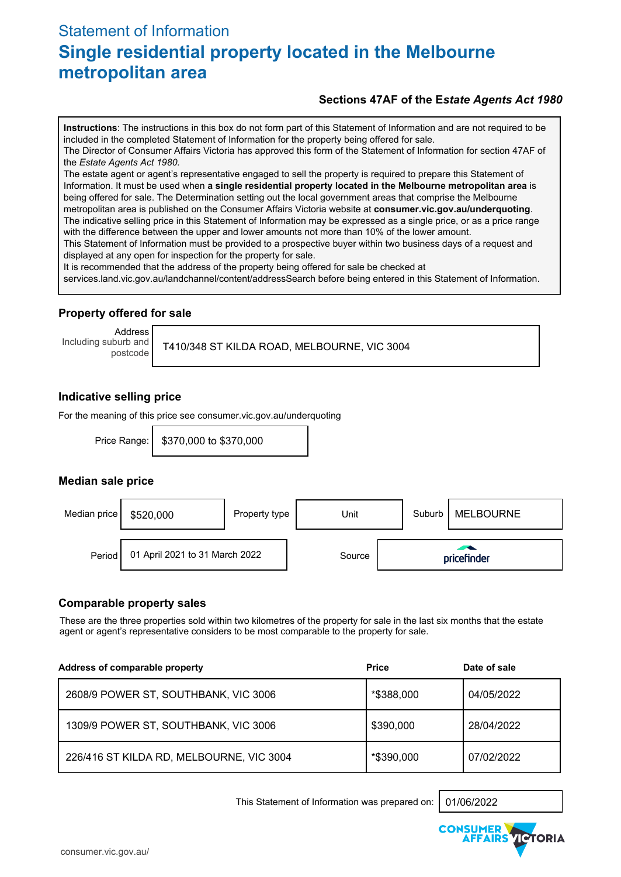# Statement of Information

## Single residential property located in the Melbourne metropolitan area

**Sections 47AF of the E*state Agents Act 1980***

**Instructions**: The instructions in this box do not form part of this Statement of Information and are not required to be included in the completed Statement of Information for the property being offered for sale.
The Director of Consumer Affairs Victoria has approved this form of the Statement of Information for section 47AF of the *Estate Agents Act 1980.*
The estate agent or agent's representative engaged to sell the property is required to prepare this Statement of Information. It must be used when **a single residential property located in the Melbourne metropolitan area** is being offered for sale. The Determination setting out the local government areas that comprise the Melbourne metropolitan area is published on the Consumer Affairs Victoria website at **consumer.vic.gov.au/underquoting**.
The indicative selling price in this Statement of Information may be expressed as a single price, or as a price range with the difference between the upper and lower amounts not more than 10% of the lower amount.
This Statement of Information must be provided to a prospective buyer within two business days of a request and displayed at any open for inspection for the property for sale.
It is recommended that the address of the property being offered for sale be checked at services.land.vic.gov.au/landchannel/content/addressSearch before being entered in this Statement of Information.

### Property offered for sale

Address Including suburb and postcode: T410/348 ST KILDA ROAD, MELBOURNE, VIC 3004

### Indicative selling price

For the meaning of this price see consumer.vic.gov.au/underquoting

Price Range: $370,000 to $370,000

### Median sale price

| | | | | | |
|---|---|---|---|---|---|
| Median price | $520,000 | Property type | Unit | Suburb | MELBOURNE |
| Period | 01 April 2021 to 31 March 2022 | Source | pricefinder | | |

### Comparable property sales

These are the three properties sold within two kilometres of the property for sale in the last six months that the estate agent or agent's representative considers to be most comparable to the property for sale.

| Address of comparable property | Price | Date of sale |
|---|---|---|
| 2608/9 POWER ST, SOUTHBANK, VIC 3006 | *$388,000 | 04/05/2022 |
| 1309/9 POWER ST, SOUTHBANK, VIC 3006 | $390,000 | 28/04/2022 |
| 226/416 ST KILDA RD, MELBOURNE, VIC 3004 | *$390,000 | 07/02/2022 |

This Statement of Information was prepared on: 01/06/2022

consumer.vic.gov.au/